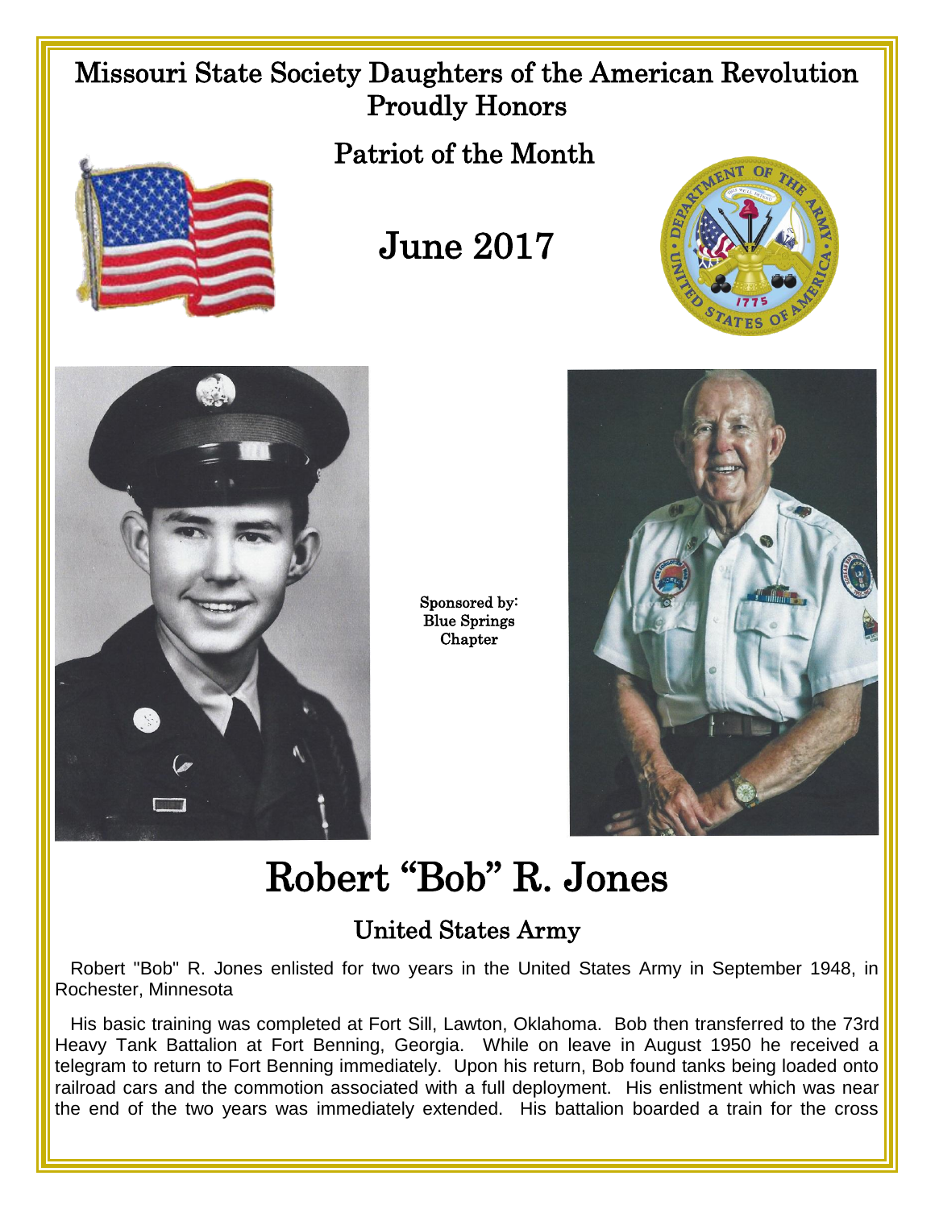# Missouri State Society Daughters of the American Revolution Proudly Honors

## Patriot of the Month

## June 2017

Sponsored by:
Blue Springs
Chapter

# Robert “Bob” R. Jones

## United States Army

Robert "Bob" R. Jones enlisted for two years in the United States Army in September 1948, in Rochester, Minnesota

His basic training was completed at Fort Sill, Lawton, Oklahoma. Bob then transferred to the 73rd Heavy Tank Battalion at Fort Benning, Georgia. While on leave in August 1950 he received a telegram to return to Fort Benning immediately. Upon his return, Bob found tanks being loaded onto railroad cars and the commotion associated with a full deployment. His enlistment which was near the end of the two years was immediately extended. His battalion boarded a train for the cross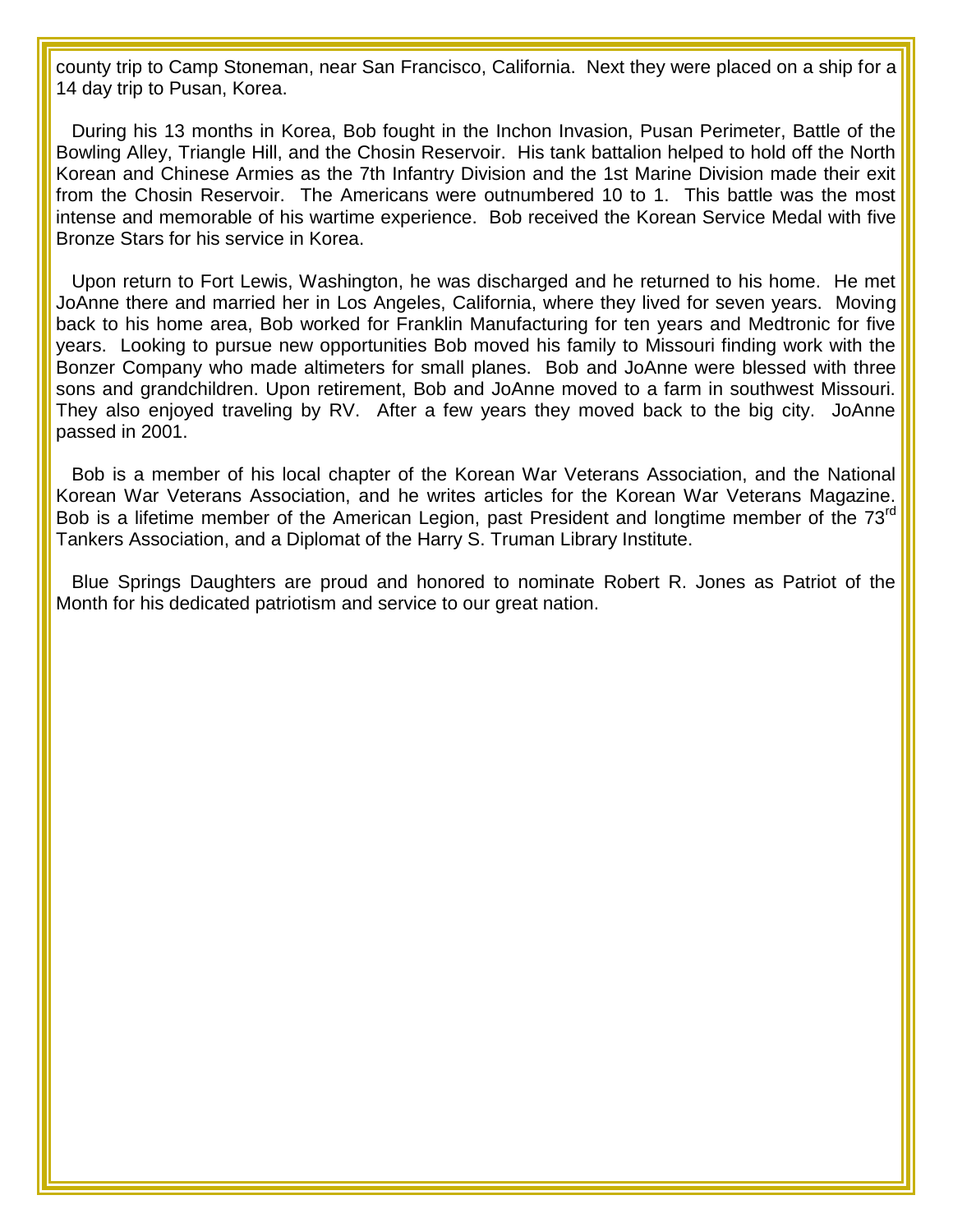county trip to Camp Stoneman, near San Francisco, California. Next they were placed on a ship for a 14 day trip to Pusan, Korea.

During his 13 months in Korea, Bob fought in the Inchon Invasion, Pusan Perimeter, Battle of the Bowling Alley, Triangle Hill, and the Chosin Reservoir. His tank battalion helped to hold off the North Korean and Chinese Armies as the 7th Infantry Division and the 1st Marine Division made their exit from the Chosin Reservoir. The Americans were outnumbered 10 to 1. This battle was the most intense and memorable of his wartime experience. Bob received the Korean Service Medal with five Bronze Stars for his service in Korea.

Upon return to Fort Lewis, Washington, he was discharged and he returned to his home. He met JoAnne there and married her in Los Angeles, California, where they lived for seven years. Moving back to his home area, Bob worked for Franklin Manufacturing for ten years and Medtronic for five years. Looking to pursue new opportunities Bob moved his family to Missouri finding work with the Bonzer Company who made altimeters for small planes. Bob and JoAnne were blessed with three sons and grandchildren. Upon retirement, Bob and JoAnne moved to a farm in southwest Missouri. They also enjoyed traveling by RV. After a few years they moved back to the big city. JoAnne passed in 2001.

Bob is a member of his local chapter of the Korean War Veterans Association, and the National Korean War Veterans Association, and he writes articles for the Korean War Veterans Magazine. Bob is a lifetime member of the American Legion, past President and longtime member of the 73rd Tankers Association, and a Diplomat of the Harry S. Truman Library Institute.

Blue Springs Daughters are proud and honored to nominate Robert R. Jones as Patriot of the Month for his dedicated patriotism and service to our great nation.